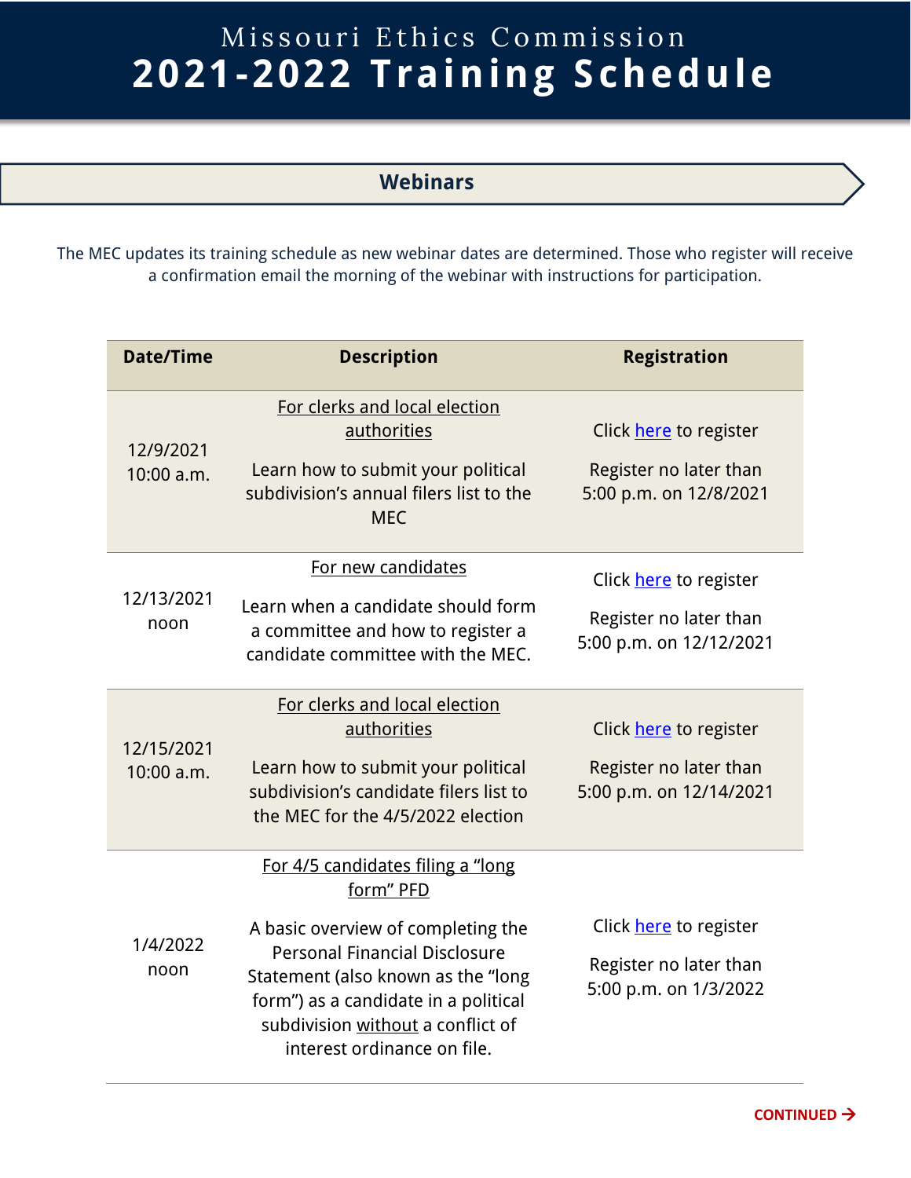# Missouri Ethics Commission
# 2021-2022 Training Schedule

## Webinars

The MEC updates its training schedule as new webinar dates are determined. Those who register will receive a confirmation email the morning of the webinar with instructions for participation.

| Date/Time | Description | Registration |
|---|---|---|
| 12/9/2021 10:00 a.m. | For clerks and local election authorities<br><br>Learn how to submit your political subdivision's annual filers list to the MEC | Click here to register<br><br>Register no later than 5:00 p.m. on 12/8/2021 |
| 12/13/2021 noon | For new candidates<br><br>Learn when a candidate should form a committee and how to register a candidate committee with the MEC. | Click here to register<br><br>Register no later than 5:00 p.m. on 12/12/2021 |
| 12/15/2021 10:00 a.m. | For clerks and local election authorities<br><br>Learn how to submit your political subdivision's candidate filers list to the MEC for the 4/5/2022 election | Click here to register<br><br>Register no later than 5:00 p.m. on 12/14/2021 |
| 1/4/2022 noon | For 4/5 candidates filing a "long form" PFD<br><br>A basic overview of completing the Personal Financial Disclosure Statement (also known as the "long form") as a candidate in a political subdivision without a conflict of interest ordinance on file. | Click here to register<br><br>Register no later than 5:00 p.m. on 1/3/2022 |

CONTINUED →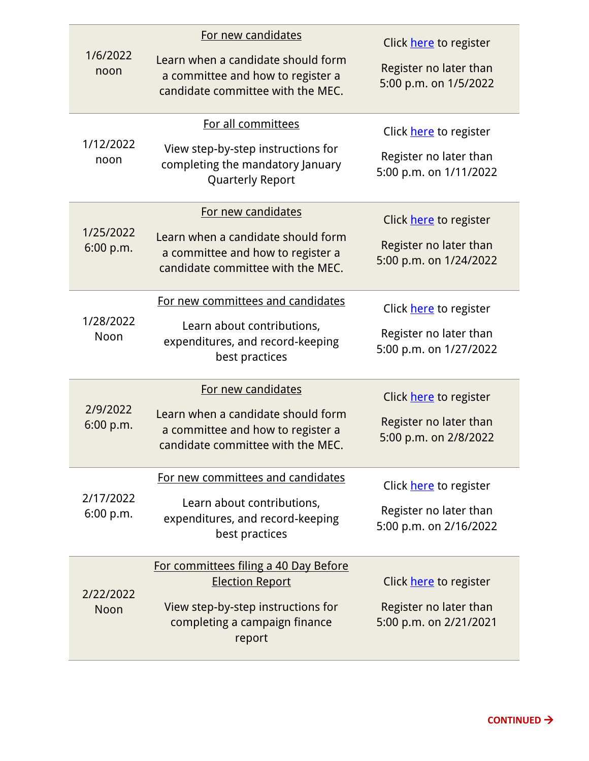| | | |
|---|---|---|
| 1/6/2022 noon | For new candidates<br>Learn when a candidate should form a committee and how to register a candidate committee with the MEC. | Click here to register<br>Register no later than 5:00 p.m. on 1/5/2022 |
| 1/12/2022 noon | For all committees<br>View step-by-step instructions for completing the mandatory January Quarterly Report | Click here to register<br>Register no later than 5:00 p.m. on 1/11/2022 |
| 1/25/2022 6:00 p.m. | For new candidates<br>Learn when a candidate should form a committee and how to register a candidate committee with the MEC. | Click here to register<br>Register no later than 5:00 p.m. on 1/24/2022 |
| 1/28/2022 Noon | For new committees and candidates<br>Learn about contributions, expenditures, and record-keeping best practices | Click here to register<br>Register no later than 5:00 p.m. on 1/27/2022 |
| 2/9/2022 6:00 p.m. | For new candidates<br>Learn when a candidate should form a committee and how to register a candidate committee with the MEC. | Click here to register<br>Register no later than 5:00 p.m. on 2/8/2022 |
| 2/17/2022 6:00 p.m. | For new committees and candidates<br>Learn about contributions, expenditures, and record-keeping best practices | Click here to register<br>Register no later than 5:00 p.m. on 2/16/2022 |
| 2/22/2022 Noon | For committees filing a 40 Day Before Election Report<br>View step-by-step instructions for completing a campaign finance report | Click here to register<br>Register no later than 5:00 p.m. on 2/21/2021 |

**CONTINUED →**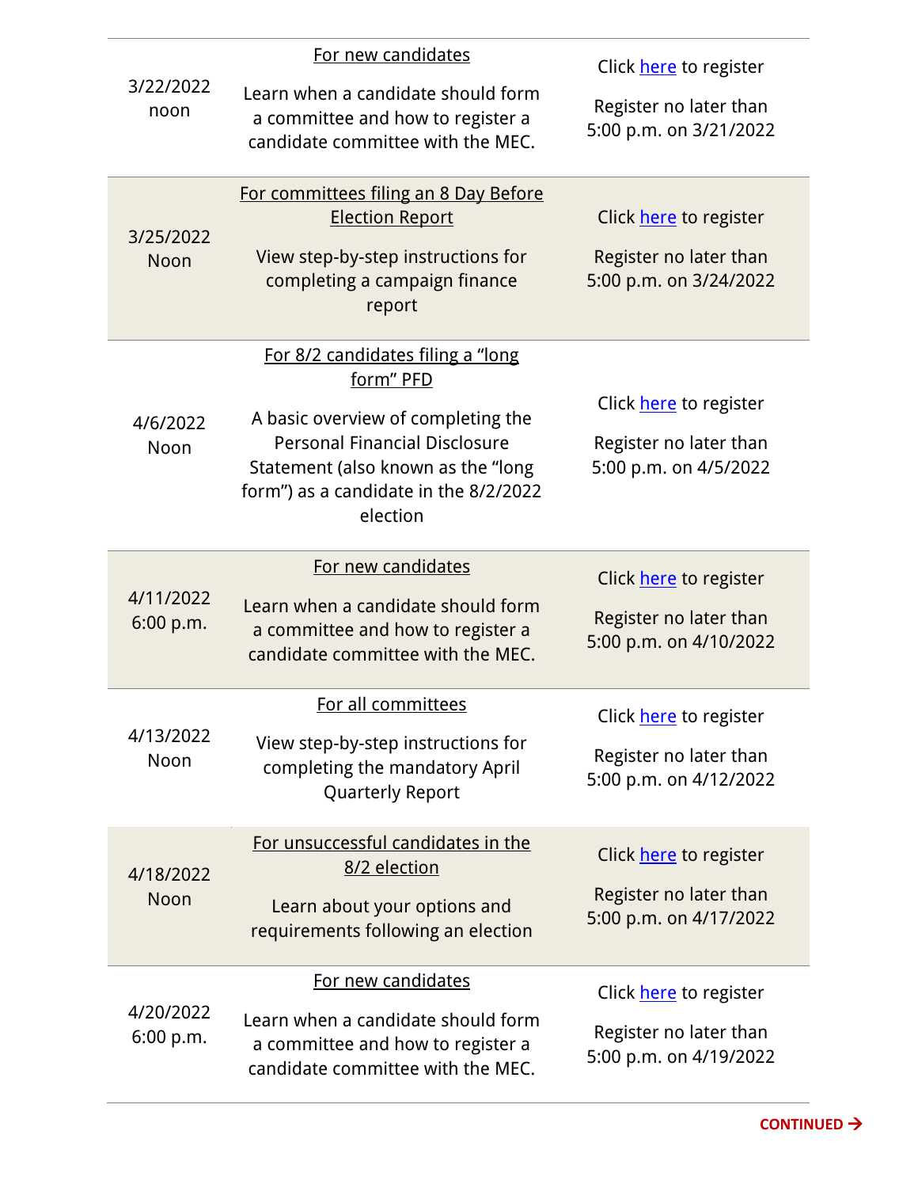| | | |
|---|---|---|
| 3/22/2022 noon | <u>For new candidates</u><br><br>Learn when a candidate should form a committee and how to register a candidate committee with the MEC. | Click here to register<br><br>Register no later than 5:00 p.m. on 3/21/2022 |
| 3/25/2022 Noon | <u>For committees filing an 8 Day Before Election Report</u><br><br>View step-by-step instructions for completing a campaign finance report | Click here to register<br><br>Register no later than 5:00 p.m. on 3/24/2022 |
| 4/6/2022 Noon | <u>For 8/2 candidates filing a "long form" PFD</u><br><br>A basic overview of completing the Personal Financial Disclosure Statement (also known as the "long form") as a candidate in the 8/2/2022 election | Click here to register<br><br>Register no later than 5:00 p.m. on 4/5/2022 |
| 4/11/2022 6:00 p.m. | <u>For new candidates</u><br><br>Learn when a candidate should form a committee and how to register a candidate committee with the MEC. | Click here to register<br><br>Register no later than 5:00 p.m. on 4/10/2022 |
| 4/13/2022 Noon | <u>For all committees</u><br><br>View step-by-step instructions for completing the mandatory April Quarterly Report | Click here to register<br><br>Register no later than 5:00 p.m. on 4/12/2022 |
| 4/18/2022 Noon | <u>For unsuccessful candidates in the 8/2 election</u><br><br>Learn about your options and requirements following an election | Click here to register<br><br>Register no later than 5:00 p.m. on 4/17/2022 |
| 4/20/2022 6:00 p.m. | <u>For new candidates</u><br><br>Learn when a candidate should form a committee and how to register a candidate committee with the MEC. | Click here to register<br><br>Register no later than 5:00 p.m. on 4/19/2022 |

**CONTINUED →**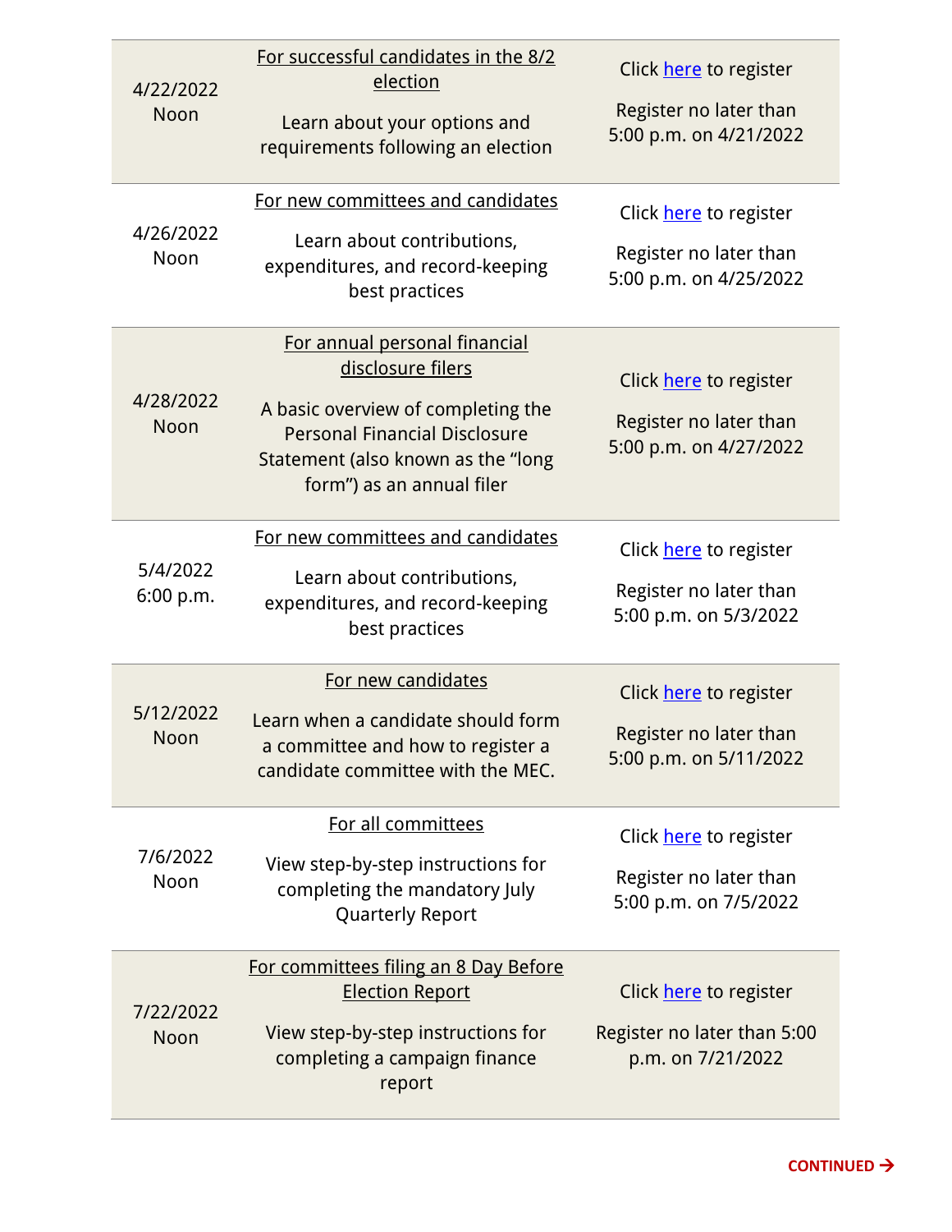| | | |
|---|---|---|
| 4/22/2022<br>Noon | For successful candidates in the 8/2 election<br><br>Learn about your options and requirements following an election | Click here to register<br><br>Register no later than 5:00 p.m. on 4/21/2022 |
| 4/26/2022<br>Noon | For new committees and candidates<br><br>Learn about contributions, expenditures, and record-keeping best practices | Click here to register<br><br>Register no later than 5:00 p.m. on 4/25/2022 |
| 4/28/2022<br>Noon | For annual personal financial disclosure filers<br><br>A basic overview of completing the Personal Financial Disclosure Statement (also known as the "long form") as an annual filer | Click here to register<br><br>Register no later than 5:00 p.m. on 4/27/2022 |
| 5/4/2022<br>6:00 p.m. | For new committees and candidates<br><br>Learn about contributions, expenditures, and record-keeping best practices | Click here to register<br><br>Register no later than 5:00 p.m. on 5/3/2022 |
| 5/12/2022<br>Noon | For new candidates<br><br>Learn when a candidate should form a committee and how to register a candidate committee with the MEC. | Click here to register<br><br>Register no later than 5:00 p.m. on 5/11/2022 |
| 7/6/2022<br>Noon | For all committees<br><br>View step-by-step instructions for completing the mandatory July Quarterly Report | Click here to register<br><br>Register no later than 5:00 p.m. on 7/5/2022 |
| 7/22/2022<br>Noon | For committees filing an 8 Day Before Election Report<br><br>View step-by-step instructions for completing a campaign finance report | Click here to register<br><br>Register no later than 5:00 p.m. on 7/21/2022 |

CONTINUED →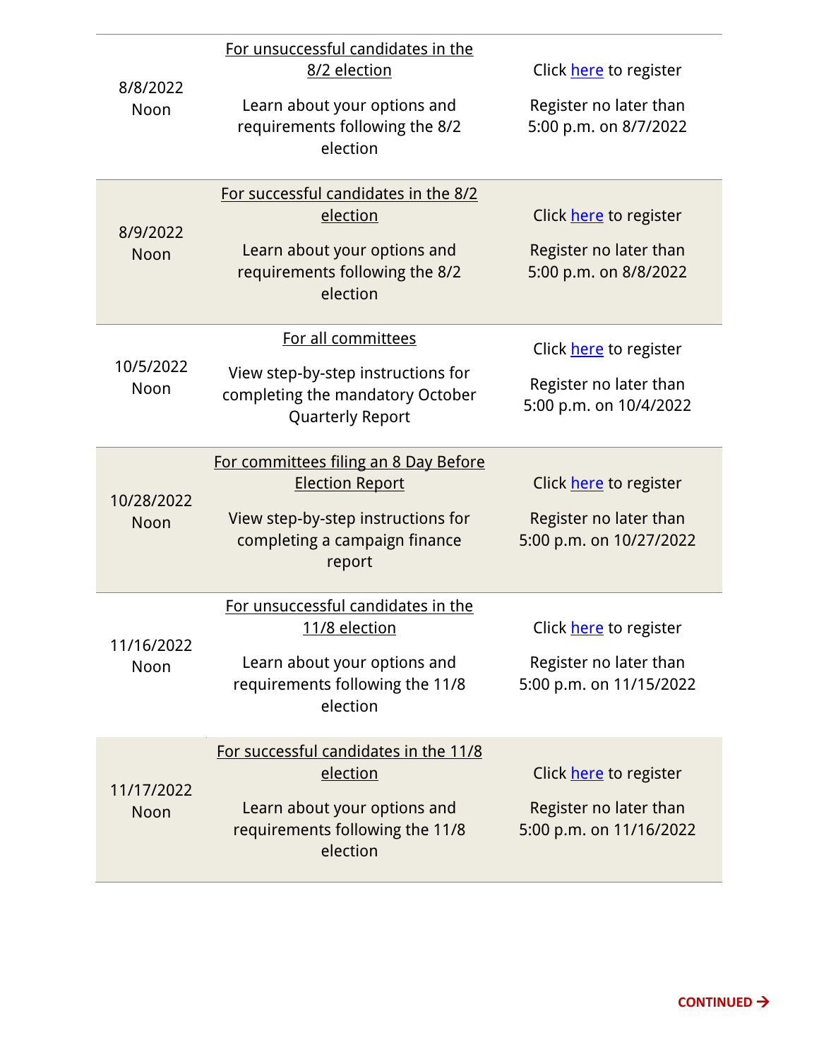| | | |
|---|---|---|
| 8/8/2022<br>Noon | For unsuccessful candidates in the 8/2 election<br><br>Learn about your options and requirements following the 8/2 election | Click here to register<br><br>Register no later than 5:00 p.m. on 8/7/2022 |
| 8/9/2022<br>Noon | For successful candidates in the 8/2 election<br><br>Learn about your options and requirements following the 8/2 election | Click here to register<br><br>Register no later than 5:00 p.m. on 8/8/2022 |
| 10/5/2022<br>Noon | For all committees<br><br>View step-by-step instructions for completing the mandatory October Quarterly Report | Click here to register<br><br>Register no later than 5:00 p.m. on 10/4/2022 |
| 10/28/2022<br>Noon | For committees filing an 8 Day Before Election Report<br><br>View step-by-step instructions for completing a campaign finance report | Click here to register<br><br>Register no later than 5:00 p.m. on 10/27/2022 |
| 11/16/2022<br>Noon | For unsuccessful candidates in the 11/8 election<br><br>Learn about your options and requirements following the 11/8 election | Click here to register<br><br>Register no later than 5:00 p.m. on 11/15/2022 |
| 11/17/2022<br>Noon | For successful candidates in the 11/8 election<br><br>Learn about your options and requirements following the 11/8 election | Click here to register<br><br>Register no later than 5:00 p.m. on 11/16/2022 |

**CONTINUED →**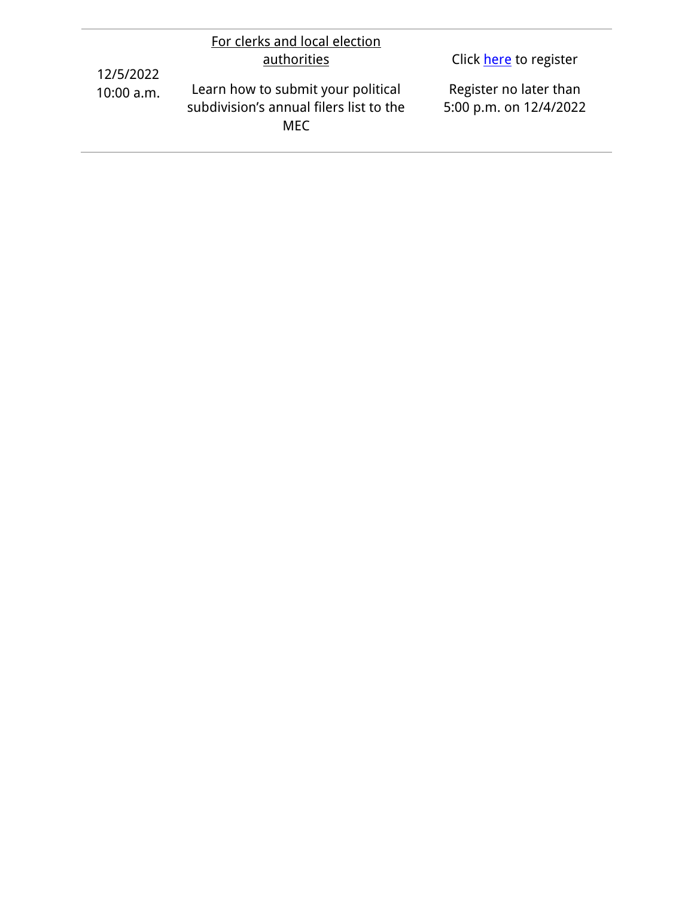| | | |
|---|---|---|
| 12/5/2022 10:00 a.m. | For clerks and local election authorities<br><br>Learn how to submit your political subdivision's annual filers list to the MEC | Click here to register<br><br>Register no later than 5:00 p.m. on 12/4/2022 |